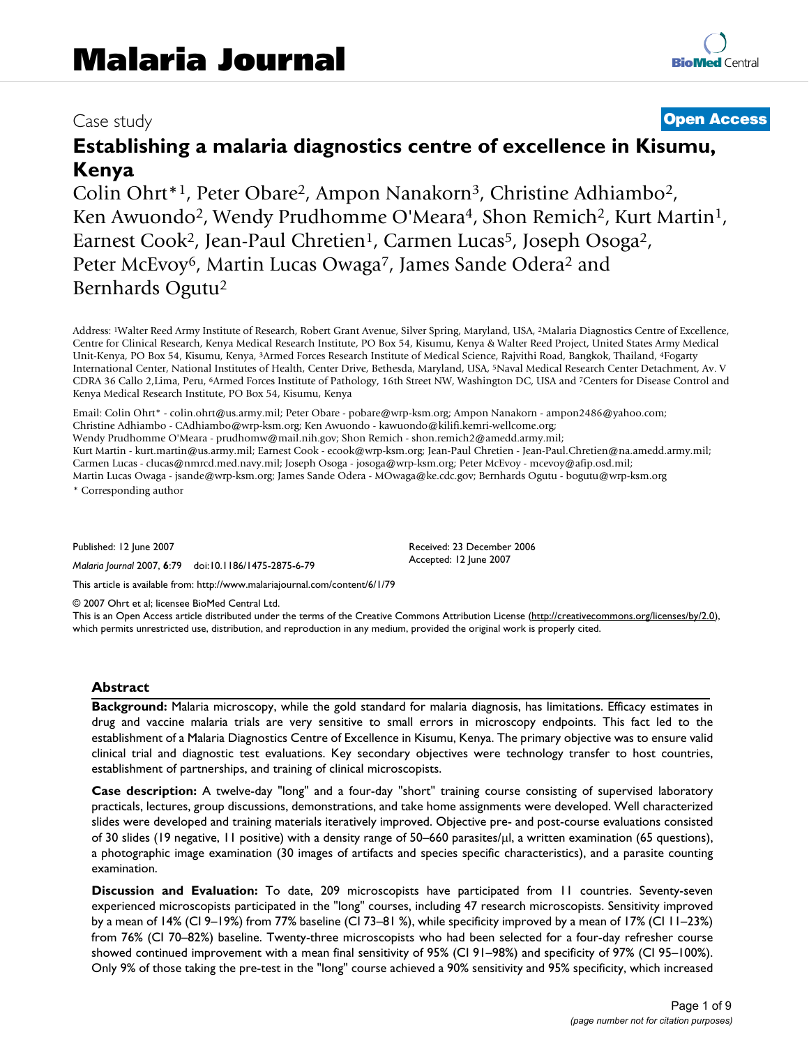# Malaria Journal

Case study **Open Access**

# Establishing a malaria diagnostics centre of excellence in Kisumu, Kenya

Colin Ohrt*[1], Peter Obare[2], Ampon Nanakorn[3], Christine Adhiambo[2], Ken Awuondo[2], Wendy Prudhomme O'Meara[4], Shon Remich[2], Kurt Martin[1], Earnest Cook[2], Jean-Paul Chretien[1], Carmen Lucas[5], Joseph Osoga[2], Peter McEvoy[6], Martin Lucas Owaga[7], James Sande Odera[2] and Bernhards Ogutu[2]

Address: [1]Walter Reed Army Institute of Research, Robert Grant Avenue, Silver Spring, Maryland, USA, [2]Malaria Diagnostics Centre of Excellence, Centre for Clinical Research, Kenya Medical Research Institute, PO Box 54, Kisumu, Kenya & Walter Reed Project, United States Army Medical Unit-Kenya, PO Box 54, Kisumu, Kenya, [3]Armed Forces Research Institute of Medical Science, Rajvithi Road, Bangkok, Thailand, [4]Fogarty International Center, National Institutes of Health, Center Drive, Bethesda, Maryland, USA, [5]Naval Medical Research Center Detachment, Av. V CDRA 36 Callo 2,Lima, Peru, [6]Armed Forces Institute of Pathology, 16th Street NW, Washington DC, USA and [7]Centers for Disease Control and Kenya Medical Research Institute, PO Box 54, Kisumu, Kenya

Email: Colin Ohrt* - colin.ohrt@us.army.mil; Peter Obare - pobare@wrp-ksm.org; Ampon Nanakorn - ampon2486@yahoo.com; Christine Adhiambo - CAdhiambo@wrp-ksm.org; Ken Awuondo - kawuondo@kilifi.kemri-wellcome.org; Wendy Prudhomme O'Meara - prudhomw@mail.nih.gov; Shon Remich - shon.remich2@amedd.army.mil; Kurt Martin - kurt.martin@us.army.mil; Earnest Cook - ecook@wrp-ksm.org; Jean-Paul Chretien - Jean-Paul.Chretien@na.amedd.army.mil; Carmen Lucas - clucas@nmrcd.med.navy.mil; Joseph Osoga - josoga@wrp-ksm.org; Peter McEvoy - mcevoy@afip.osd.mil; Martin Lucas Owaga - jsande@wrp-ksm.org; James Sande Odera - MOwaga@ke.cdc.gov; Bernhards Ogutu - bogutu@wrp-ksm.org

\* Corresponding author

Published: 12 June 2007

*Malaria Journal* 2007, **6**:79 doi:10.1186/1475-2875-6-79

Received: 23 December 2006
Accepted: 12 June 2007

This article is available from: http://www.malariajournal.com/content/6/1/79

© 2007 Ohrt et al; licensee BioMed Central Ltd.
This is an Open Access article distributed under the terms of the Creative Commons Attribution License (http://creativecommons.org/licenses/by/2.0), which permits unrestricted use, distribution, and reproduction in any medium, provided the original work is properly cited.

## Abstract

**Background:** Malaria microscopy, while the gold standard for malaria diagnosis, has limitations. Efficacy estimates in drug and vaccine malaria trials are very sensitive to small errors in microscopy endpoints. This fact led to the establishment of a Malaria Diagnostics Centre of Excellence in Kisumu, Kenya. The primary objective was to ensure valid clinical trial and diagnostic test evaluations. Key secondary objectives were technology transfer to host countries, establishment of partnerships, and training of clinical microscopists.

**Case description:** A twelve-day "long" and a four-day "short" training course consisting of supervised laboratory practicals, lectures, group discussions, demonstrations, and take home assignments were developed. Well characterized slides were developed and training materials iteratively improved. Objective pre- and post-course evaluations consisted of 30 slides (19 negative, 11 positive) with a density range of 50–660 parasites/μl, a written examination (65 questions), a photographic image examination (30 images of artifacts and species specific characteristics), and a parasite counting examination.

**Discussion and Evaluation:** To date, 209 microscopists have participated from 11 countries. Seventy-seven experienced microscopists participated in the "long" courses, including 47 research microscopists. Sensitivity improved by a mean of 14% (CI 9–19%) from 77% baseline (CI 73–81 %), while specificity improved by a mean of 17% (CI 11–23%) from 76% (CI 70–82%) baseline. Twenty-three microscopists who had been selected for a four-day refresher course showed continued improvement with a mean final sensitivity of 95% (CI 91–98%) and specificity of 97% (CI 95–100%). Only 9% of those taking the pre-test in the "long" course achieved a 90% sensitivity and 95% specificity, which increased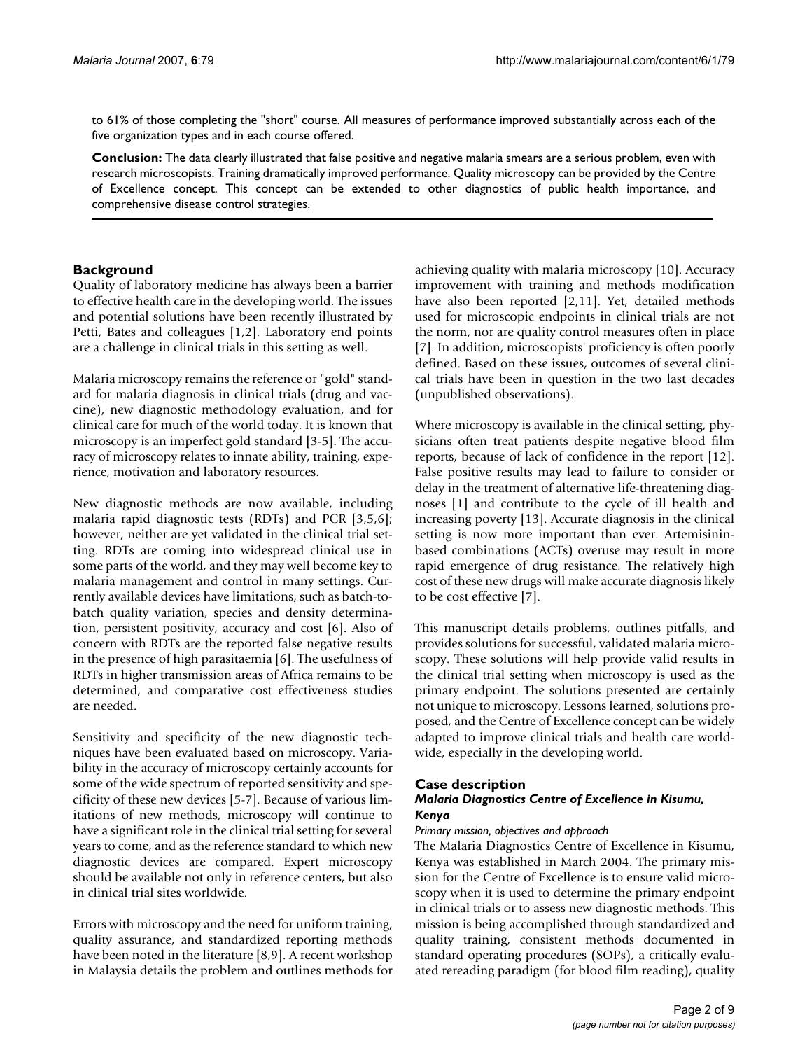to 61% of those completing the "short" course. All measures of performance improved substantially across each of the five organization types and in each course offered.

**Conclusion:** The data clearly illustrated that false positive and negative malaria smears are a serious problem, even with research microscopists. Training dramatically improved performance. Quality microscopy can be provided by the Centre of Excellence concept. This concept can be extended to other diagnostics of public health importance, and comprehensive disease control strategies.

## Background

Quality of laboratory medicine has always been a barrier to effective health care in the developing world. The issues and potential solutions have been recently illustrated by Petti, Bates and colleagues [1,2]. Laboratory end points are a challenge in clinical trials in this setting as well.

Malaria microscopy remains the reference or "gold" standard for malaria diagnosis in clinical trials (drug and vaccine), new diagnostic methodology evaluation, and for clinical care for much of the world today. It is known that microscopy is an imperfect gold standard [3-5]. The accuracy of microscopy relates to innate ability, training, experience, motivation and laboratory resources.

New diagnostic methods are now available, including malaria rapid diagnostic tests (RDTs) and PCR [3,5,6]; however, neither are yet validated in the clinical trial setting. RDTs are coming into widespread clinical use in some parts of the world, and they may well become key to malaria management and control in many settings. Currently available devices have limitations, such as batch-to-batch quality variation, species and density determination, persistent positivity, accuracy and cost [6]. Also of concern with RDTs are the reported false negative results in the presence of high parasitaemia [6]. The usefulness of RDTs in higher transmission areas of Africa remains to be determined, and comparative cost effectiveness studies are needed.

Sensitivity and specificity of the new diagnostic techniques have been evaluated based on microscopy. Variability in the accuracy of microscopy certainly accounts for some of the wide spectrum of reported sensitivity and specificity of these new devices [5-7]. Because of various limitations of new methods, microscopy will continue to have a significant role in the clinical trial setting for several years to come, and as the reference standard to which new diagnostic devices are compared. Expert microscopy should be available not only in reference centers, but also in clinical trial sites worldwide.

Errors with microscopy and the need for uniform training, quality assurance, and standardized reporting methods have been noted in the literature [8,9]. A recent workshop in Malaysia details the problem and outlines methods for achieving quality with malaria microscopy [10]. Accuracy improvement with training and methods modification have also been reported [2,11]. Yet, detailed methods used for microscopic endpoints in clinical trials are not the norm, nor are quality control measures often in place [7]. In addition, microscopists' proficiency is often poorly defined. Based on these issues, outcomes of several clinical trials have been in question in the two last decades (unpublished observations).

Where microscopy is available in the clinical setting, physicians often treat patients despite negative blood film reports, because of lack of confidence in the report [12]. False positive results may lead to failure to consider or delay in the treatment of alternative life-threatening diagnoses [1] and contribute to the cycle of ill health and increasing poverty [13]. Accurate diagnosis in the clinical setting is now more important than ever. Artemisinin-based combinations (ACTs) overuse may result in more rapid emergence of drug resistance. The relatively high cost of these new drugs will make accurate diagnosis likely to be cost effective [7].

This manuscript details problems, outlines pitfalls, and provides solutions for successful, validated malaria microscopy. These solutions will help provide valid results in the clinical trial setting when microscopy is used as the primary endpoint. The solutions presented are certainly not unique to microscopy. Lessons learned, solutions proposed, and the Centre of Excellence concept can be widely adapted to improve clinical trials and health care worldwide, especially in the developing world.

## Case description

### *Malaria Diagnostics Centre of Excellence in Kisumu, Kenya*

#### *Primary mission, objectives and approach*

The Malaria Diagnostics Centre of Excellence in Kisumu, Kenya was established in March 2004. The primary mission for the Centre of Excellence is to ensure valid microscopy when it is used to determine the primary endpoint in clinical trials or to assess new diagnostic methods. This mission is being accomplished through standardized and quality training, consistent methods documented in standard operating procedures (SOPs), a critically evaluated rereading paradigm (for blood film reading), quality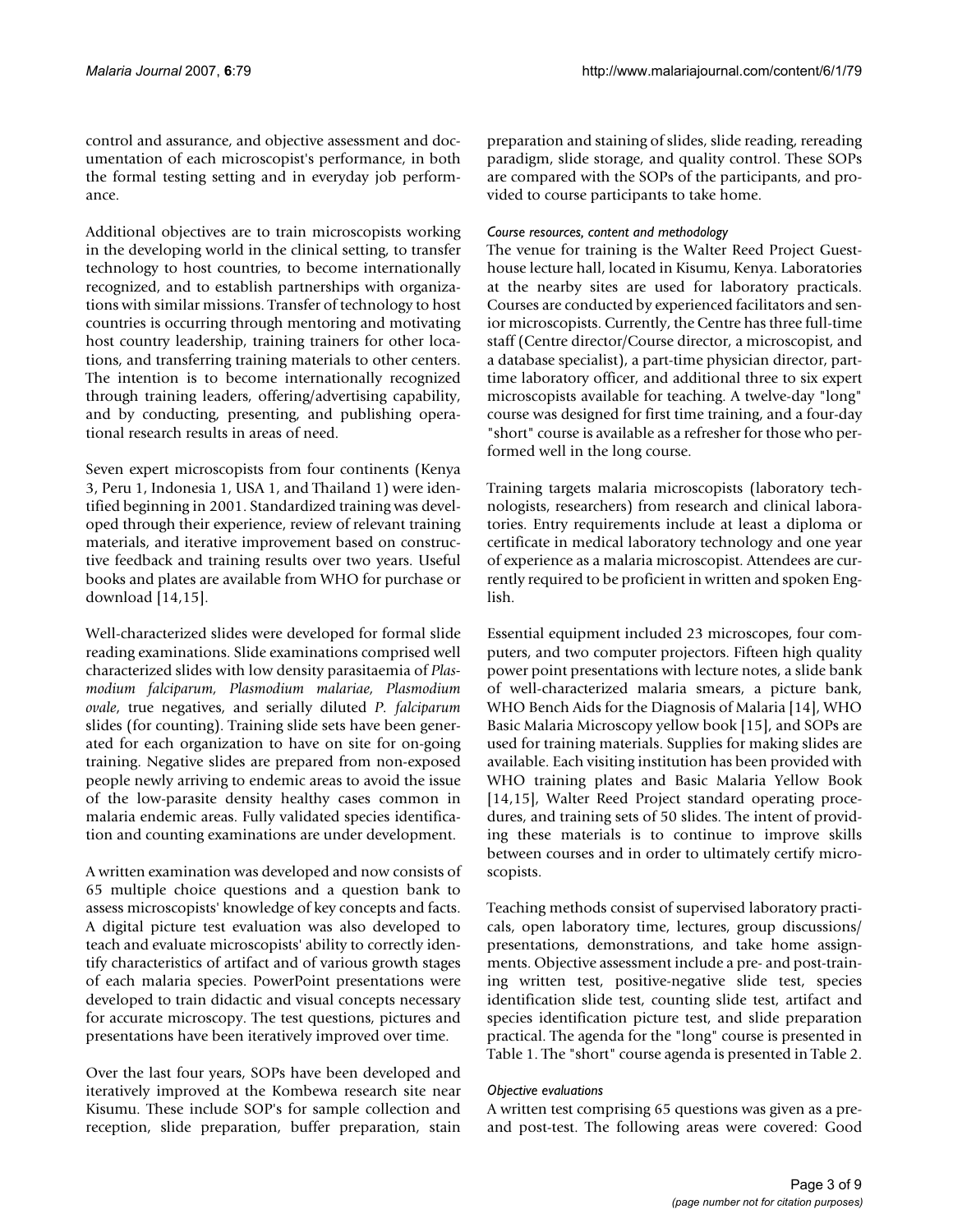control and assurance, and objective assessment and documentation of each microscopist's performance, in both the formal testing setting and in everyday job performance.

Additional objectives are to train microscopists working in the developing world in the clinical setting, to transfer technology to host countries, to become internationally recognized, and to establish partnerships with organizations with similar missions. Transfer of technology to host countries is occurring through mentoring and motivating host country leadership, training trainers for other locations, and transferring training materials to other centers. The intention is to become internationally recognized through training leaders, offering/advertising capability, and by conducting, presenting, and publishing operational research results in areas of need.

Seven expert microscopists from four continents (Kenya 3, Peru 1, Indonesia 1, USA 1, and Thailand 1) were identified beginning in 2001. Standardized training was developed through their experience, review of relevant training materials, and iterative improvement based on constructive feedback and training results over two years. Useful books and plates are available from WHO for purchase or download [14,15].

Well-characterized slides were developed for formal slide reading examinations. Slide examinations comprised well characterized slides with low density parasitaemia of *Plasmodium falciparum, Plasmodium malariae, Plasmodium ovale*, true negatives, and serially diluted *P. falciparum* slides (for counting). Training slide sets have been generated for each organization to have on site for on-going training. Negative slides are prepared from non-exposed people newly arriving to endemic areas to avoid the issue of the low-parasite density healthy cases common in malaria endemic areas. Fully validated species identification and counting examinations are under development.

A written examination was developed and now consists of 65 multiple choice questions and a question bank to assess microscopists' knowledge of key concepts and facts. A digital picture test evaluation was also developed to teach and evaluate microscopists' ability to correctly identify characteristics of artifact and of various growth stages of each malaria species. PowerPoint presentations were developed to train didactic and visual concepts necessary for accurate microscopy. The test questions, pictures and presentations have been iteratively improved over time.

Over the last four years, SOPs have been developed and iteratively improved at the Kombewa research site near Kisumu. These include SOP's for sample collection and reception, slide preparation, buffer preparation, stain preparation and staining of slides, slide reading, rereading paradigm, slide storage, and quality control. These SOPs are compared with the SOPs of the participants, and provided to course participants to take home.

#### *Course resources, content and methodology*

The venue for training is the Walter Reed Project Guesthouse lecture hall, located in Kisumu, Kenya. Laboratories at the nearby sites are used for laboratory practicals. Courses are conducted by experienced facilitators and senior microscopists. Currently, the Centre has three full-time staff (Centre director/Course director, a microscopist, and a database specialist), a part-time physician director, part-time laboratory officer, and additional three to six expert microscopists available for teaching. A twelve-day "long" course was designed for first time training, and a four-day "short" course is available as a refresher for those who performed well in the long course.

Training targets malaria microscopists (laboratory technologists, researchers) from research and clinical laboratories. Entry requirements include at least a diploma or certificate in medical laboratory technology and one year of experience as a malaria microscopist. Attendees are currently required to be proficient in written and spoken English.

Essential equipment included 23 microscopes, four computers, and two computer projectors. Fifteen high quality power point presentations with lecture notes, a slide bank of well-characterized malaria smears, a picture bank, WHO Bench Aids for the Diagnosis of Malaria [14], WHO Basic Malaria Microscopy yellow book [15], and SOPs are used for training materials. Supplies for making slides are available. Each visiting institution has been provided with WHO training plates and Basic Malaria Yellow Book [14,15], Walter Reed Project standard operating procedures, and training sets of 50 slides. The intent of providing these materials is to continue to improve skills between courses and in order to ultimately certify microscopists.

Teaching methods consist of supervised laboratory practicals, open laboratory time, lectures, group discussions/presentations, demonstrations, and take home assignments. Objective assessment include a pre- and post-training written test, positive-negative slide test, species identification slide test, counting slide test, artifact and species identification picture test, and slide preparation practical. The agenda for the "long" course is presented in Table 1. The "short" course agenda is presented in Table 2.

#### *Objective evaluations*

A written test comprising 65 questions was given as a pre- and post-test. The following areas were covered: Good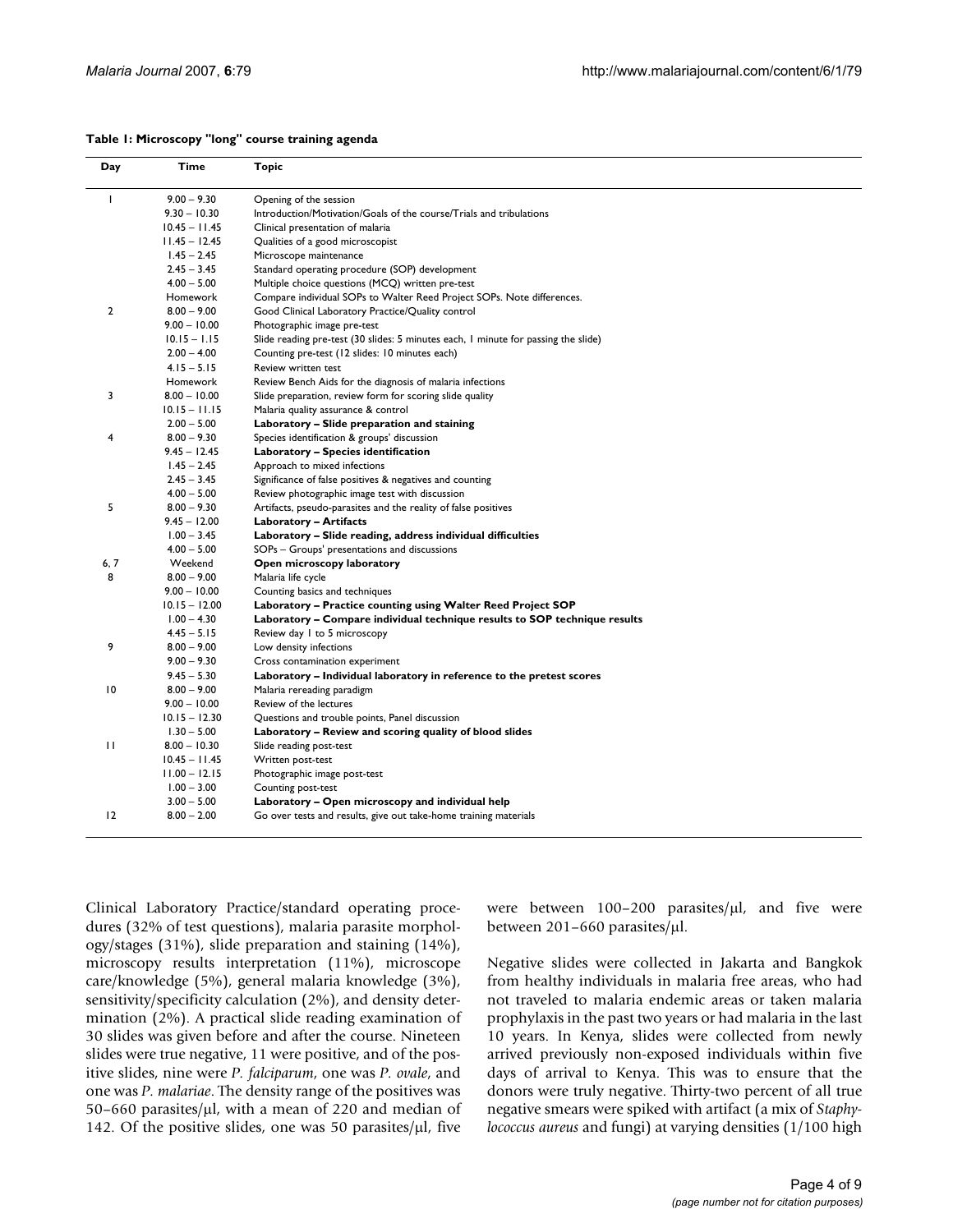**Table 1: Microscopy "long" course training agenda**

| Day | Time | Topic |
| --- | --- | --- |
| 1 | 9.00 – 9.30 | Opening of the session |
| | 9.30 – 10.30 | Introduction/Motivation/Goals of the course/Trials and tribulations |
| | 10.45 – 11.45 | Clinical presentation of malaria |
| | 11.45 – 12.45 | Qualities of a good microscopist |
| | 1.45 – 2.45 | Microscope maintenance |
| | 2.45 – 3.45 | Standard operating procedure (SOP) development |
| | 4.00 – 5.00 | Multiple choice questions (MCQ) written pre-test |
| | Homework | Compare individual SOPs to Walter Reed Project SOPs. Note differences. |
| 2 | 8.00 – 9.00 | Good Clinical Laboratory Practice/Quality control |
| | 9.00 – 10.00 | Photographic image pre-test |
| | 10.15 – 1.15 | Slide reading pre-test (30 slides: 5 minutes each, 1 minute for passing the slide) |
| | 2.00 – 4.00 | Counting pre-test (12 slides: 10 minutes each) |
| | 4.15 – 5.15 | Review written test |
| | Homework | Review Bench Aids for the diagnosis of malaria infections |
| 3 | 8.00 – 10.00 | Slide preparation, review form for scoring slide quality |
| | 10.15 – 11.15 | Malaria quality assurance & control |
| | 2.00 – 5.00 | **Laboratory – Slide preparation and staining** |
| 4 | 8.00 – 9.30 | Species identification & groups' discussion |
| | 9.45 – 12.45 | **Laboratory – Species identification** |
| | 1.45 – 2.45 | Approach to mixed infections |
| | 2.45 – 3.45 | Significance of false positives & negatives and counting |
| | 4.00 – 5.00 | Review photographic image test with discussion |
| 5 | 8.00 – 9.30 | Artifacts, pseudo-parasites and the reality of false positives |
| | 9.45 – 12.00 | **Laboratory – Artifacts** |
| | 1.00 – 3.45 | **Laboratory – Slide reading, address individual difficulties** |
| | 4.00 – 5.00 | SOPs – Groups' presentations and discussions |
| 6, 7 | Weekend | **Open microscopy laboratory** |
| 8 | 8.00 – 9.00 | Malaria life cycle |
| | 9.00 – 10.00 | Counting basics and techniques |
| | 10.15 – 12.00 | **Laboratory – Practice counting using Walter Reed Project SOP** |
| | 1.00 – 4.30 | **Laboratory – Compare individual technique results to SOP technique results** |
| | 4.45 – 5.15 | Review day 1 to 5 microscopy |
| 9 | 8.00 – 9.00 | Low density infections |
| | 9.00 – 9.30 | Cross contamination experiment |
| | 9.45 – 5.30 | **Laboratory – Individual laboratory in reference to the pretest scores** |
| 10 | 8.00 – 9.00 | Malaria rereading paradigm |
| | 9.00 – 10.00 | Review of the lectures |
| | 10.15 – 12.30 | Questions and trouble points, Panel discussion |
| | 1.30 – 5.00 | **Laboratory – Review and scoring quality of blood slides** |
| 11 | 8.00 – 10.30 | Slide reading post-test |
| | 10.45 – 11.45 | Written post-test |
| | 11.00 – 12.15 | Photographic image post-test |
| | 1.00 – 3.00 | Counting post-test |
| | 3.00 – 5.00 | **Laboratory – Open microscopy and individual help** |
| 12 | 8.00 – 2.00 | Go over tests and results, give out take-home training materials |

Clinical Laboratory Practice/standard operating procedures (32% of test questions), malaria parasite morphology/stages (31%), slide preparation and staining (14%), microscopy results interpretation (11%), microscope care/knowledge (5%), general malaria knowledge (3%), sensitivity/specificity calculation (2%), and density determination (2%). A practical slide reading examination of 30 slides was given before and after the course. Nineteen slides were true negative, 11 were positive, and of the positive slides, nine were *P. falciparum*, one was *P. ovale*, and one was *P. malariae*. The density range of the positives was 50–660 parasites/μl, with a mean of 220 and median of 142. Of the positive slides, one was 50 parasites/μl, five were between 100–200 parasites/μl, and five were between 201–660 parasites/μl.

Negative slides were collected in Jakarta and Bangkok from healthy individuals in malaria free areas, who had not traveled to malaria endemic areas or taken malaria prophylaxis in the past two years or had malaria in the last 10 years. In Kenya, slides were collected from newly arrived previously non-exposed individuals within five days of arrival to Kenya. This was to ensure that the donors were truly negative. Thirty-two percent of all true negative smears were spiked with artifact (a mix of *Staphylococcus aureus* and fungi) at varying densities (1/100 high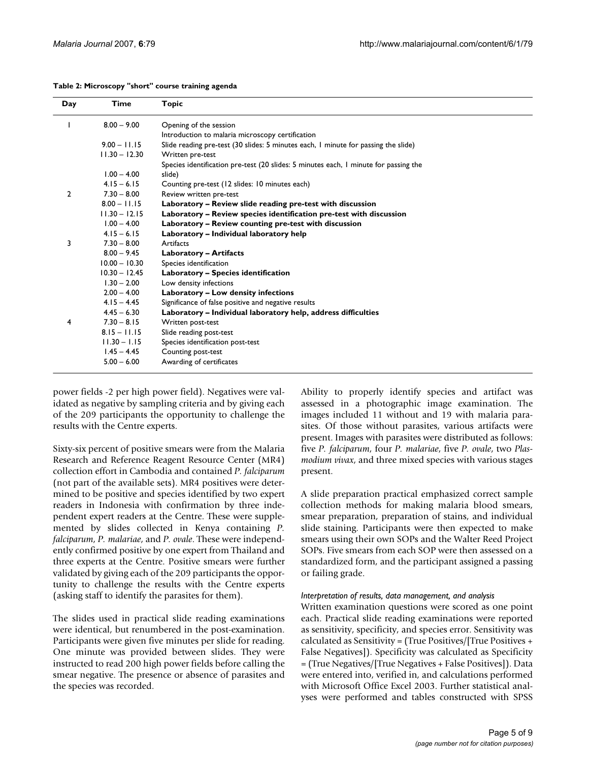**Table 2: Microscopy "short" course training agenda**

| Day | Time | Topic |
|---|---|---|
| 1 | 8.00 – 9.00 | Opening of the session<br>Introduction to malaria microscopy certification |
| | 9.00 – 11.15 | Slide reading pre-test (30 slides: 5 minutes each, 1 minute for passing the slide) |
| | 11.30 – 12.30 | Written pre-test |
| | 1.00 – 4.00 | Species identification pre-test (20 slides: 5 minutes each, 1 minute for passing the slide) |
| | 4.15 – 6.15 | Counting pre-test (12 slides: 10 minutes each) |
| 2 | 7.30 – 8.00 | Review written pre-test |
| | 8.00 – 11.15 | **Laboratory – Review slide reading pre-test with discussion** |
| | 11.30 – 12.15 | **Laboratory – Review species identification pre-test with discussion** |
| | 1.00 – 4.00 | **Laboratory – Review counting pre-test with discussion** |
| | 4.15 – 6.15 | **Laboratory – Individual laboratory help** |
| 3 | 7.30 – 8.00 | Artifacts |
| | 8.00 – 9.45 | **Laboratory – Artifacts** |
| | 10.00 – 10.30 | Species identification |
| | 10.30 – 12.45 | **Laboratory – Species identification** |
| | 1.30 – 2.00 | Low density infections |
| | 2.00 – 4.00 | **Laboratory – Low density infections** |
| | 4.15 – 4.45 | Significance of false positive and negative results |
| | 4.45 – 6.30 | **Laboratory – Individual laboratory help, address difficulties** |
| 4 | 7.30 – 8.15 | Written post-test |
| | 8.15 – 11.15 | Slide reading post-test |
| | 11.30 – 1.15 | Species identification post-test |
| | 1.45 – 4.45 | Counting post-test |
| | 5.00 – 6.00 | Awarding of certificates |

power fields -2 per high power field). Negatives were validated as negative by sampling criteria and by giving each of the 209 participants the opportunity to challenge the results with the Centre experts.

Sixty-six percent of positive smears were from the Malaria Research and Reference Reagent Resource Center (MR4) collection effort in Cambodia and contained *P. falciparum* (not part of the available sets). MR4 positives were determined to be positive and species identified by two expert readers in Indonesia with confirmation by three independent expert readers at the Centre. These were supplemented by slides collected in Kenya containing *P. falciparum*, *P. malariae*, and *P. ovale*. These were independently confirmed positive by one expert from Thailand and three experts at the Centre. Positive smears were further validated by giving each of the 209 participants the opportunity to challenge the results with the Centre experts (asking staff to identify the parasites for them).

The slides used in practical slide reading examinations were identical, but renumbered in the post-examination. Participants were given five minutes per slide for reading. One minute was provided between slides. They were instructed to read 200 high power fields before calling the smear negative. The presence or absence of parasites and the species was recorded.

Ability to properly identify species and artifact was assessed in a photographic image examination. The images included 11 without and 19 with malaria parasites. Of those without parasites, various artifacts were present. Images with parasites were distributed as follows: five *P. falciparum*, four *P. malariae*, five *P. ovale*, two *Plasmodium vivax*, and three mixed species with various stages present.

A slide preparation practical emphasized correct sample collection methods for making malaria blood smears, smear preparation, preparation of stains, and individual slide staining. Participants were then expected to make smears using their own SOPs and the Walter Reed Project SOPs. Five smears from each SOP were then assessed on a standardized form, and the participant assigned a passing or failing grade.

#### *Interpretation of results, data management, and analysis*

Written examination questions were scored as one point each. Practical slide reading examinations were reported as sensitivity, specificity, and species error. Sensitivity was calculated as Sensitivity = (True Positives/[True Positives + False Negatives]). Specificity was calculated as Specificity = (True Negatives/[True Negatives + False Positives]). Data were entered into, verified in, and calculations performed with Microsoft Office Excel 2003. Further statistical analyses were performed and tables constructed with SPSS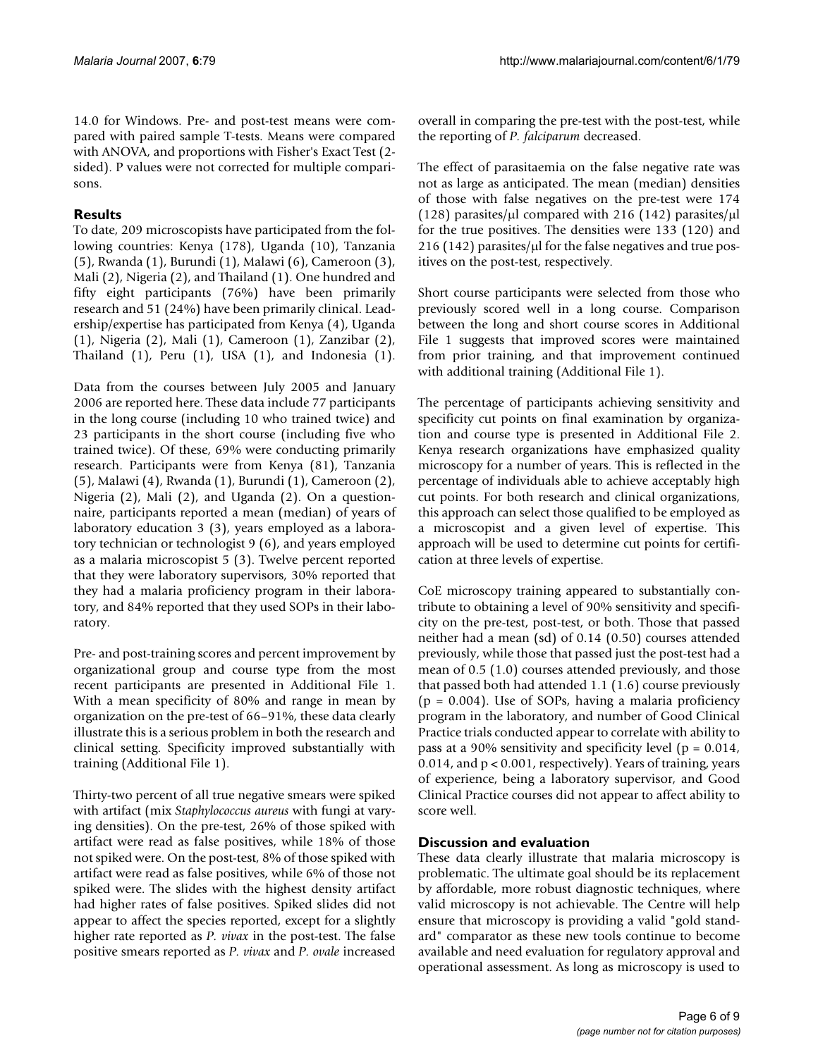14.0 for Windows. Pre- and post-test means were compared with paired sample T-tests. Means were compared with ANOVA, and proportions with Fisher's Exact Test (2-sided). P values were not corrected for multiple comparisons.

## Results

To date, 209 microscopists have participated from the following countries: Kenya (178), Uganda (10), Tanzania (5), Rwanda (1), Burundi (1), Malawi (6), Cameroon (3), Mali (2), Nigeria (2), and Thailand (1). One hundred and fifty eight participants (76%) have been primarily research and 51 (24%) have been primarily clinical. Leadership/expertise has participated from Kenya (4), Uganda (1), Nigeria (2), Mali (1), Cameroon (1), Zanzibar (2), Thailand (1), Peru (1), USA (1), and Indonesia (1).

Data from the courses between July 2005 and January 2006 are reported here. These data include 77 participants in the long course (including 10 who trained twice) and 23 participants in the short course (including five who trained twice). Of these, 69% were conducting primarily research. Participants were from Kenya (81), Tanzania (5), Malawi (4), Rwanda (1), Burundi (1), Cameroon (2), Nigeria (2), Mali (2), and Uganda (2). On a questionnaire, participants reported a mean (median) of years of laboratory education 3 (3), years employed as a laboratory technician or technologist 9 (6), and years employed as a malaria microscopist 5 (3). Twelve percent reported that they were laboratory supervisors, 30% reported that they had a malaria proficiency program in their laboratory, and 84% reported that they used SOPs in their laboratory.

Pre- and post-training scores and percent improvement by organizational group and course type from the most recent participants are presented in Additional File 1. With a mean specificity of 80% and range in mean by organization on the pre-test of 66–91%, these data clearly illustrate this is a serious problem in both the research and clinical setting. Specificity improved substantially with training (Additional File 1).

Thirty-two percent of all true negative smears were spiked with artifact (mix *Staphylococcus aureus* with fungi at varying densities). On the pre-test, 26% of those spiked with artifact were read as false positives, while 18% of those not spiked were. On the post-test, 8% of those spiked with artifact were read as false positives, while 6% of those not spiked were. The slides with the highest density artifact had higher rates of false positives. Spiked slides did not appear to affect the species reported, except for a slightly higher rate reported as *P. vivax* in the post-test. The false positive smears reported as *P. vivax* and *P. ovale* increased overall in comparing the pre-test with the post-test, while the reporting of *P. falciparum* decreased.

The effect of parasitaemia on the false negative rate was not as large as anticipated. The mean (median) densities of those with false negatives on the pre-test were 174 (128) parasites/μl compared with 216 (142) parasites/μl for the true positives. The densities were 133 (120) and 216 (142) parasites/μl for the false negatives and true positives on the post-test, respectively.

Short course participants were selected from those who previously scored well in a long course. Comparison between the long and short course scores in Additional File 1 suggests that improved scores were maintained from prior training, and that improvement continued with additional training (Additional File 1).

The percentage of participants achieving sensitivity and specificity cut points on final examination by organization and course type is presented in Additional File 2. Kenya research organizations have emphasized quality microscopy for a number of years. This is reflected in the percentage of individuals able to achieve acceptably high cut points. For both research and clinical organizations, this approach can select those qualified to be employed as a microscopist and a given level of expertise. This approach will be used to determine cut points for certification at three levels of expertise.

CoE microscopy training appeared to substantially contribute to obtaining a level of 90% sensitivity and specificity on the pre-test, post-test, or both. Those that passed neither had a mean (sd) of 0.14 (0.50) courses attended previously, while those that passed just the post-test had a mean of 0.5 (1.0) courses attended previously, and those that passed both had attended 1.1 (1.6) course previously ($p = 0.004$). Use of SOPs, having a malaria proficiency program in the laboratory, and number of Good Clinical Practice trials conducted appear to correlate with ability to pass at a 90% sensitivity and specificity level ($p = 0.014$, 0.014, and $p < 0.001$, respectively). Years of training, years of experience, being a laboratory supervisor, and Good Clinical Practice courses did not appear to affect ability to score well.

## Discussion and evaluation

These data clearly illustrate that malaria microscopy is problematic. The ultimate goal should be its replacement by affordable, more robust diagnostic techniques, where valid microscopy is not achievable. The Centre will help ensure that microscopy is providing a valid "gold standard" comparator as these new tools continue to become available and need evaluation for regulatory approval and operational assessment. As long as microscopy is used to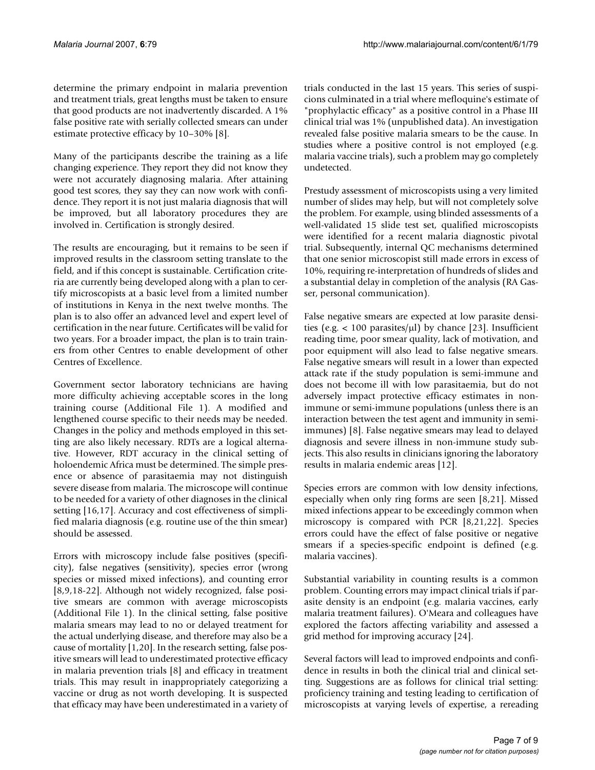determine the primary endpoint in malaria prevention and treatment trials, great lengths must be taken to ensure that good products are not inadvertently discarded. A 1% false positive rate with serially collected smears can under estimate protective efficacy by 10–30% [8].

Many of the participants describe the training as a life changing experience. They report they did not know they were not accurately diagnosing malaria. After attaining good test scores, they say they can now work with confidence. They report it is not just malaria diagnosis that will be improved, but all laboratory procedures they are involved in. Certification is strongly desired.

The results are encouraging, but it remains to be seen if improved results in the classroom setting translate to the field, and if this concept is sustainable. Certification criteria are currently being developed along with a plan to certify microscopists at a basic level from a limited number of institutions in Kenya in the next twelve months. The plan is to also offer an advanced level and expert level of certification in the near future. Certificates will be valid for two years. For a broader impact, the plan is to train trainers from other Centres to enable development of other Centres of Excellence.

Government sector laboratory technicians are having more difficulty achieving acceptable scores in the long training course (Additional File 1). A modified and lengthened course specific to their needs may be needed. Changes in the policy and methods employed in this setting are also likely necessary. RDTs are a logical alternative. However, RDT accuracy in the clinical setting of holoendemic Africa must be determined. The simple presence or absence of parasitaemia may not distinguish severe disease from malaria. The microscope will continue to be needed for a variety of other diagnoses in the clinical setting [16,17]. Accuracy and cost effectiveness of simplified malaria diagnosis (e.g. routine use of the thin smear) should be assessed.

Errors with microscopy include false positives (specificity), false negatives (sensitivity), species error (wrong species or missed mixed infections), and counting error [8,9,18-22]. Although not widely recognized, false positive smears are common with average microscopists (Additional File 1). In the clinical setting, false positive malaria smears may lead to no or delayed treatment for the actual underlying disease, and therefore may also be a cause of mortality [1,20]. In the research setting, false positive smears will lead to underestimated protective efficacy in malaria prevention trials [8] and efficacy in treatment trials. This may result in inappropriately categorizing a vaccine or drug as not worth developing. It is suspected that efficacy may have been underestimated in a variety of trials conducted in the last 15 years. This series of suspicions culminated in a trial where mefloquine's estimate of "prophylactic efficacy" as a positive control in a Phase III clinical trial was 1% (unpublished data). An investigation revealed false positive malaria smears to be the cause. In studies where a positive control is not employed (e.g. malaria vaccine trials), such a problem may go completely undetected.

Prestudy assessment of microscopists using a very limited number of slides may help, but will not completely solve the problem. For example, using blinded assessments of a well-validated 15 slide test set, qualified microscopists were identified for a recent malaria diagnostic pivotal trial. Subsequently, internal QC mechanisms determined that one senior microscopist still made errors in excess of 10%, requiring re-interpretation of hundreds of slides and a substantial delay in completion of the analysis (RA Gasser, personal communication).

False negative smears are expected at low parasite densities (e.g. < 100 parasites/μl) by chance [23]. Insufficient reading time, poor smear quality, lack of motivation, and poor equipment will also lead to false negative smears. False negative smears will result in a lower than expected attack rate if the study population is semi-immune and does not become ill with low parasitaemia, but do not adversely impact protective efficacy estimates in non-immune or semi-immune populations (unless there is an interaction between the test agent and immunity in semi-immunes) [8]. False negative smears may lead to delayed diagnosis and severe illness in non-immune study subjects. This also results in clinicians ignoring the laboratory results in malaria endemic areas [12].

Species errors are common with low density infections, especially when only ring forms are seen [8,21]. Missed mixed infections appear to be exceedingly common when microscopy is compared with PCR [8,21,22]. Species errors could have the effect of false positive or negative smears if a species-specific endpoint is defined (e.g. malaria vaccines).

Substantial variability in counting results is a common problem. Counting errors may impact clinical trials if parasite density is an endpoint (e.g. malaria vaccines, early malaria treatment failures). O'Meara and colleagues have explored the factors affecting variability and assessed a grid method for improving accuracy [24].

Several factors will lead to improved endpoints and confidence in results in both the clinical trial and clinical setting. Suggestions are as follows for clinical trial setting: proficiency training and testing leading to certification of microscopists at varying levels of expertise, a rereading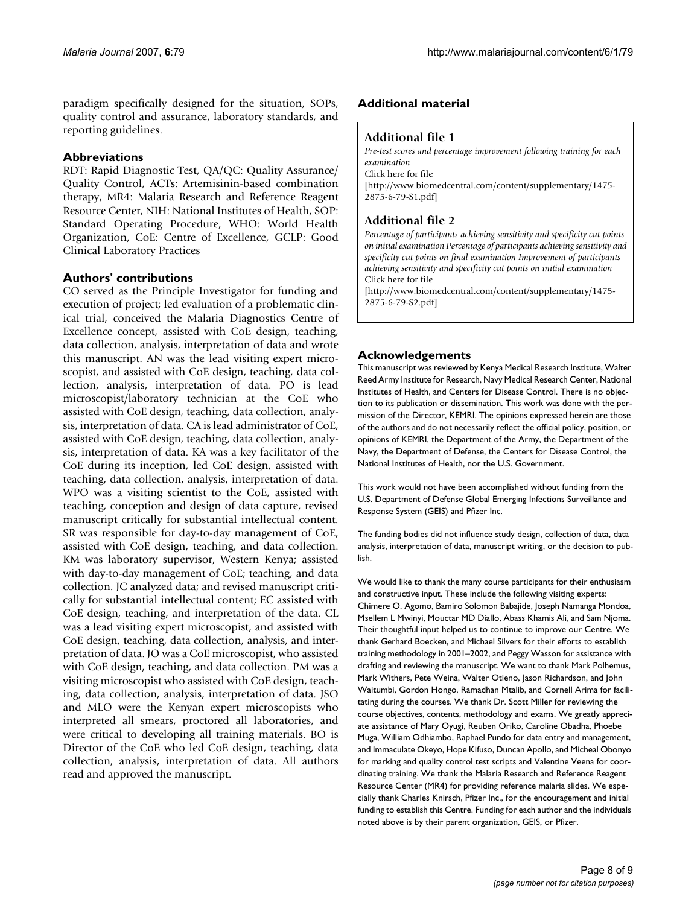paradigm specifically designed for the situation, SOPs, quality control and assurance, laboratory standards, and reporting guidelines.

## Abbreviations

RDT: Rapid Diagnostic Test, QA/QC: Quality Assurance/ Quality Control, ACTs: Artemisinin-based combination therapy, MR4: Malaria Research and Reference Reagent Resource Center, NIH: National Institutes of Health, SOP: Standard Operating Procedure, WHO: World Health Organization, CoE: Centre of Excellence, GCLP: Good Clinical Laboratory Practices

## Authors' contributions

CO served as the Principle Investigator for funding and execution of project; led evaluation of a problematic clinical trial, conceived the Malaria Diagnostics Centre of Excellence concept, assisted with CoE design, teaching, data collection, analysis, interpretation of data and wrote this manuscript. AN was the lead visiting expert microscopist, and assisted with CoE design, teaching, data collection, analysis, interpretation of data. PO is lead microscopist/laboratory technician at the CoE who assisted with CoE design, teaching, data collection, analysis, interpretation of data. CA is lead administrator of CoE, assisted with CoE design, teaching, data collection, analysis, interpretation of data. KA was a key facilitator of the CoE during its inception, led CoE design, assisted with teaching, data collection, analysis, interpretation of data. WPO was a visiting scientist to the CoE, assisted with teaching, conception and design of data capture, revised manuscript critically for substantial intellectual content. SR was responsible for day-to-day management of CoE, assisted with CoE design, teaching, and data collection. KM was laboratory supervisor, Western Kenya; assisted with day-to-day management of CoE; teaching, and data collection. JC analyzed data; and revised manuscript critically for substantial intellectual content; EC assisted with CoE design, teaching, and interpretation of the data. CL was a lead visiting expert microscopist, and assisted with CoE design, teaching, data collection, analysis, and interpretation of data. JO was a CoE microscopist, who assisted with CoE design, teaching, and data collection. PM was a visiting microscopist who assisted with CoE design, teaching, data collection, analysis, interpretation of data. JSO and MLO were the Kenyan expert microscopists who interpreted all smears, proctored all laboratories, and were critical to developing all training materials. BO is Director of the CoE who led CoE design, teaching, data collection, analysis, interpretation of data. All authors read and approved the manuscript.

## Additional material

### Additional file 1

*Pre-test scores and percentage improvement following training for each examination*
Click here for file
[http://www.biomedcentral.com/content/supplementary/1475-2875-6-79-S1.pdf]

### Additional file 2

*Percentage of participants achieving sensitivity and specificity cut points on initial examination Percentage of participants achieving sensitivity and specificity cut points on final examination Improvement of participants achieving sensitivity and specificity cut points on initial examination*
Click here for file
[http://www.biomedcentral.com/content/supplementary/1475-2875-6-79-S2.pdf]

## Acknowledgements

This manuscript was reviewed by Kenya Medical Research Institute, Walter Reed Army Institute for Research, Navy Medical Research Center, National Institutes of Health, and Centers for Disease Control. There is no objection to its publication or dissemination. This work was done with the permission of the Director, KEMRI. The opinions expressed herein are those of the authors and do not necessarily reflect the official policy, position, or opinions of KEMRI, the Department of the Army, the Department of the Navy, the Department of Defense, the Centers for Disease Control, the National Institutes of Health, nor the U.S. Government.

This work would not have been accomplished without funding from the U.S. Department of Defense Global Emerging Infections Surveillance and Response System (GEIS) and Pfizer Inc.

The funding bodies did not influence study design, collection of data, data analysis, interpretation of data, manuscript writing, or the decision to publish.

We would like to thank the many course participants for their enthusiasm and constructive input. These include the following visiting experts: Chimere O. Agomo, Bamiro Solomon Babajide, Joseph Namanga Mondoa, Msellem L Mwinyi, Mouctar MD Diallo, Abass Khamis Ali, and Sam Njoma. Their thoughtful input helped us to continue to improve our Centre. We thank Gerhard Boecken, and Michael Silvers for their efforts to establish training methodology in 2001–2002, and Peggy Wasson for assistance with drafting and reviewing the manuscript. We want to thank Mark Polhemus, Mark Withers, Pete Weina, Walter Otieno, Jason Richardson, and John Waitumbi, Gordon Hongo, Ramadhan Mtalib, and Cornell Arima for facilitating during the courses. We thank Dr. Scott Miller for reviewing the course objectives, contents, methodology and exams. We greatly appreciate assistance of Mary Oyugi, Reuben Oriko, Caroline Obadha, Phoebe Muga, William Odhiambo, Raphael Pundo for data entry and management, and Immaculate Okeyo, Hope Kifuso, Duncan Apollo, and Micheal Obonyo for marking and quality control test scripts and Valentine Veena for coordinating training. We thank the Malaria Research and Reference Reagent Resource Center (MR4) for providing reference malaria slides. We especially thank Charles Knirsch, Pfizer Inc., for the encouragement and initial funding to establish this Centre. Funding for each author and the individuals noted above is by their parent organization, GEIS, or Pfizer.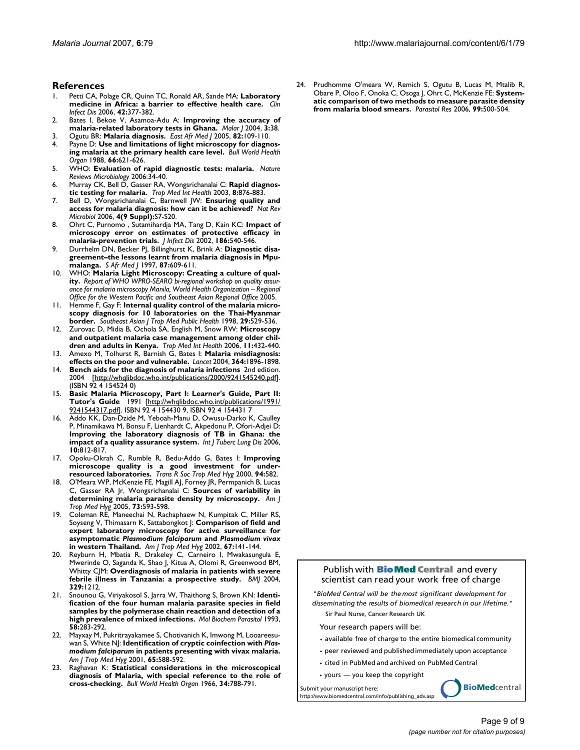## References

1. Petti CA, Polage CR, Quinn TC, Ronald AR, Sande MA: **Laboratory medicine in Africa: a barrier to effective health care.** *Clin Infect Dis* 2006, **42:**377-382.
2. Bates I, Bekoe V, Asamoa-Adu A: **Improving the accuracy of malaria-related laboratory tests in Ghana.** *Malar J* 2004, **3:**38.
3. Ogutu BR: **Malaria diagnosis.** *East Afr Med J* 2005, **82:**109-110.
4. Payne D: **Use and limitations of light microscopy for diagnosing malaria at the primary health care level.** *Bull World Health Organ* 1988, **66:**621-626.
5. WHO: **Evaluation of rapid diagnostic tests: malaria.** *Nature Reviews Microbiology* 2006:34-40.
6. Murray CK, Bell D, Gasser RA, Wongsrichanalai C: **Rapid diagnostic testing for malaria.** *Trop Med Int Health* 2003, **8:**876-883.
7. Bell D, Wongsrichanalai C, Barnwell JW: **Ensuring quality and access for malaria diagnosis: how can it be achieved?** *Nat Rev Microbiol* 2006, **4(9 Suppl):**S7-S20.
8. Ohrt C, Purnomo , Sutamihardja MA, Tang D, Kain KC: **Impact of microscopy error on estimates of protective efficacy in malaria-prevention trials.** *J Infect Dis* 2002, **186:**540-546.
9. Durrhelm DN, Becker PJ, Billinghurst K, Brink A: **Diagnostic disagreement–the lessons learnt from malaria diagnosis in Mpumalanga.** *S Afr Med J* 1997, **87:**609-611.
10. WHO: **Malaria Light Microscopy: Creating a culture of quality.** *Report of WHO WPRO-SEARO bi-regional workshop on quality assurance for malaria microscopy Manila, World Health Organization – Regional Office for the Western Pacific and Southeast Asian Regional Office* 2005.
11. Hemme F, Gay F: **Internal quality control of the malaria microscopy diagnosis for 10 laboratories on the Thai-Myanmar border.** *Southeast Asian J Trop Med Public Health* 1998, **29:**529-536.
12. Zurovac D, Midia B, Ochola SA, English M, Snow RW: **Microscopy and outpatient malaria case management among older children and adults in Kenya.** *Trop Med Int Health* 2006, **11:**432-440.
13. Amexo M, Tolhurst R, Barnish G, Bates I: **Malaria misdiagnosis: effects on the poor and vulnerable.** *Lancet* 2004, **364:**1896-1898.
14. **Bench aids for the diagnosis of malaria infections** 2nd edition. 2004 [http://whqlibdoc.who.int/publications/2000/9241545240.pdf]. (ISBN 92 4 154524 0)
15. **Basic Malaria Microscopy, Part I: Learner's Guide, Part II: Tutor's Guide** 1991 [http://whqlibdoc.who.int/publications/1991/9241544317.pdf]. ISBN 92 4 154430 9, ISBN 92 4 154431 7
16. Addo KK, Dan-Dzide M, Yeboah-Manu D, Owusu-Darko K, Caulley P, Minamikawa M, Bonsu F, Lienhardt C, Akpedonu P, Ofori-Adjei D: **Improving the laboratory diagnosis of TB in Ghana: the impact of a quality assurance system.** *Int J Tuberc Lung Dis* 2006, **10:**812-817.
17. Opoku-Okrah C, Rumble R, Bedu-Addo G, Bates I: **Improving microscope quality is a good investment for under-resourced laboratories.** *Trans R Soc Trop Med Hyg* 2000, **94:**582.
18. O'Meara WP, McKenzie FE, Magill AJ, Forney JR, Permpanich B, Lucas C, Gasser RA Jr, Wongsrichanalai C: **Sources of variability in determining malaria parasite density by microscopy.** *Am J Trop Med Hyg* 2005, **73:**593-598.
19. Coleman RE, Maneechai N, Rachaphaew N, Kumpitak C, Miller RS, Soyseng V, Thimasarn K, Sattabongkot J: **Comparison of field and expert laboratory microscopy for active surveillance for asymptomatic *Plasmodium falciparum* and *Plasmodium vivax* in western Thailand.** *Am J Trop Med Hyg* 2002, **67:**141-144.
20. Reyburn H, Mbatia R, Drakeley C, Carneiro I, Mwakasungula E, Mwerinde O, Saganda K, Shao J, Kitua A, Olomi R, Greenwood BM, Whitty CJM: **Overdiagnosis of malaria in patients with severe febrile illness in Tanzania: a prospective study.** *BMJ* 2004, **329:**1212.
21. Snounou G, Viriyakosol S, Jarra W, Thaithong S, Brown KN: **Identification of the four human malaria parasite species in field samples by the polymerase chain reaction and detection of a high prevalence of mixed infections.** *Mol Biochem Parasitol* 1993, **58:**283-292.
22. Mayxay M, Pukritrayakamee S, Chotivanich K, Imwong M, Looareesuwan S, White NJ: **Identification of cryptic coinfection with *Plasmodium falciparum* in patients presenting with vivax malaria.** *Am J Trop Med Hyg* 2001, **65:**588-592.
23. Raghavan K: **Statistical considerations in the microscopical diagnosis of Malaria, with special reference to the role of cross-checking.** *Bull World Health Organ* 1966, **34:**788-791.
24. Prudhomme O'meara W, Remich S, Ogutu B, Lucas M, Mtalib R, Obare P, Oloo F, Onoka C, Osoga J, Ohrt C, McKenzie FE: **Systematic comparison of two methods to measure parasite density from malaria blood smears.** *Parasitol Res* 2006, **99:**500-504.

Publish with **BioMed Central** and every scientist can read your work free of charge

*"BioMed Central will be the most significant development for disseminating the results of biomedical research in our lifetime."*

Sir Paul Nurse, Cancer Research UK

Your research papers will be:

- available free of charge to the entire biomedical community
- peer reviewed and published immediately upon acceptance
- cited in PubMed and archived on PubMed Central
- yours — you keep the copyright

Submit your manuscript here:
http://www.biomedcentral.com/info/publishing_adv.asp

BioMedcentral